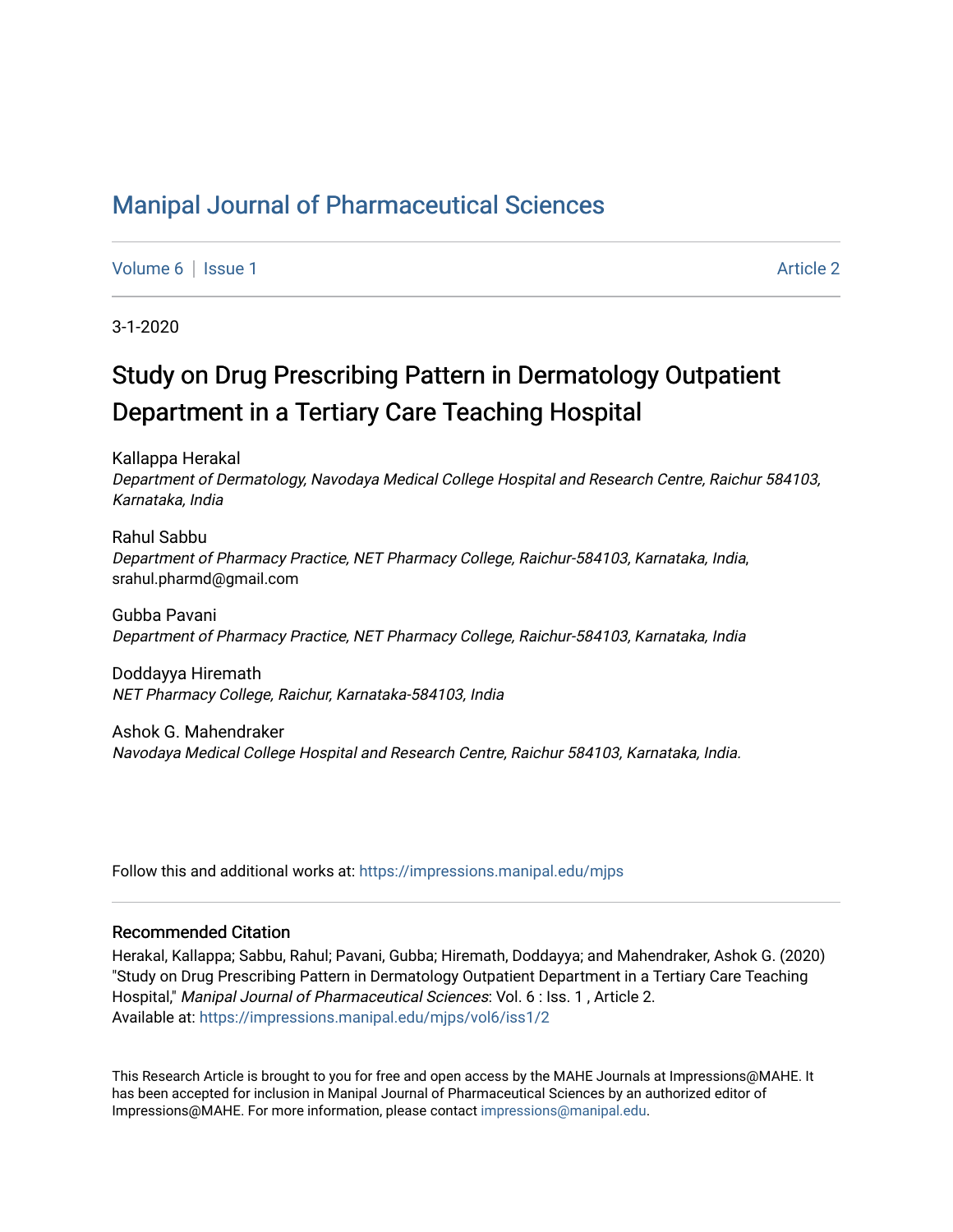# Manipal Journal of Pharmaceutical Sciences

Volume 6 | Issue 1 Article 2

3-1-2020

## Study on Drug Prescribing Pattern in Dermatology Outpatient Department in a Tertiary Care Teaching Hospital

Kallappa Herakal
*Department of Dermatology, Navodaya Medical College Hospital and Research Centre, Raichur 584103, Karnataka, India*

Rahul Sabbu
*Department of Pharmacy Practice, NET Pharmacy College, Raichur-584103, Karnataka, India*, srahul.pharmd@gmail.com

Gubba Pavani
*Department of Pharmacy Practice, NET Pharmacy College, Raichur-584103, Karnataka, India*

Doddayya Hiremath
*NET Pharmacy College, Raichur, Karnataka-584103, India*

Ashok G. Mahendraker
*Navodaya Medical College Hospital and Research Centre, Raichur 584103, Karnataka, India.*

Follow this and additional works at: https://impressions.manipal.edu/mjps

### Recommended Citation

Herakal, Kallappa; Sabbu, Rahul; Pavani, Gubba; Hiremath, Doddayya; and Mahendraker, Ashok G. (2020) "Study on Drug Prescribing Pattern in Dermatology Outpatient Department in a Tertiary Care Teaching Hospital," *Manipal Journal of Pharmaceutical Sciences*: Vol. 6 : Iss. 1 , Article 2.
Available at: https://impressions.manipal.edu/mjps/vol6/iss1/2

This Research Article is brought to you for free and open access by the MAHE Journals at Impressions@MAHE. It has been accepted for inclusion in Manipal Journal of Pharmaceutical Sciences by an authorized editor of Impressions@MAHE. For more information, please contact impressions@manipal.edu.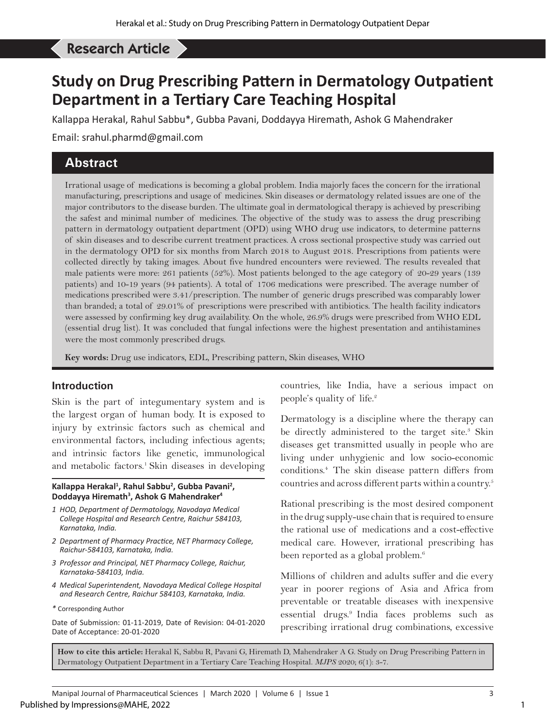Research Article

# Study on Drug Prescribing Pattern in Dermatology Outpatient Department in a Tertiary Care Teaching Hospital

Kallappa Herakal, Rahul Sabbu*, Gubba Pavani, Doddayya Hiremath, Ashok G Mahendraker

Email: srahul.pharmd@gmail.com

## Abstract

Irrational usage of medications is becoming a global problem. India majorly faces the concern for the irrational manufacturing, prescriptions and usage of medicines. Skin diseases or dermatology related issues are one of the major contributors to the disease burden. The ultimate goal in dermatological therapy is achieved by prescribing the safest and minimal number of medicines. The objective of the study was to assess the drug prescribing pattern in dermatology outpatient department (OPD) using WHO drug use indicators, to determine patterns of skin diseases and to describe current treatment practices. A cross sectional prospective study was carried out in the dermatology OPD for six months from March 2018 to August 2018. Prescriptions from patients were collected directly by taking images. About five hundred encounters were reviewed. The results revealed that male patients were more: 261 patients (52%). Most patients belonged to the age category of 20-29 years (139 patients) and 10-19 years (94 patients). A total of 1706 medications were prescribed. The average number of medications prescribed were 3.41/prescription. The number of generic drugs prescribed was comparably lower than branded; a total of 29.01% of prescriptions were prescribed with antibiotics. The health facility indicators were assessed by confirming key drug availability. On the whole, 26.9% drugs were prescribed from WHO EDL (essential drug list). It was concluded that fungal infections were the highest presentation and antihistamines were the most commonly prescribed drugs.

**Key words:** Drug use indicators, EDL, Prescribing pattern, Skin diseases, WHO

## Introduction

Skin is the part of integumentary system and is the largest organ of human body. It is exposed to injury by extrinsic factors such as chemical and environmental factors, including infectious agents; and intrinsic factors like genetic, immunological and metabolic factors.[1] Skin diseases in developing countries, like India, have a serious impact on people's quality of life.[2]

Dermatology is a discipline where the therapy can be directly administered to the target site.[3] Skin diseases get transmitted usually in people who are living under unhygienic and low socio-economic conditions.[4] The skin disease pattern differs from countries and across different parts within a country.[5]

Rational prescribing is the most desired component in the drug supply-use chain that is required to ensure the rational use of medications and a cost-effective medical care. However, irrational prescribing has been reported as a global problem.[6]

Millions of children and adults suffer and die every year in poorer regions of Asia and Africa from preventable or treatable diseases with inexpensive essential drugs.[9] India faces problems such as prescribing irrational drug combinations, excessive

**Kallappa Herakal[1], Rahul Sabbu[2], Gubba Pavani[2], Doddayya Hiremath[3], Ashok G Mahendraker[4]**

1 HOD, Department of Dermatology, Navodaya Medical College Hospital and Research Centre, Raichur 584103, Karnataka, India.

2 Department of Pharmacy Practice, NET Pharmacy College, Raichur-584103, Karnataka, India.

3 Professor and Principal, NET Pharmacy College, Raichur, Karnataka-584103, India.

4 Medical Superintendent, Navodaya Medical College Hospital and Research Centre, Raichur 584103, Karnataka, India.

* Corresponding Author

Date of Submission: 01-11-2019, Date of Revision: 04-01-2020
Date of Acceptance: 20-01-2020

**How to cite this article:** Herakal K, Sabbu R, Pavani G, Hiremath D, Mahendraker A G. Study on Drug Prescribing Pattern in Dermatology Outpatient Department in a Tertiary Care Teaching Hospital. *MJPS* 2020; 6(1): 3-7.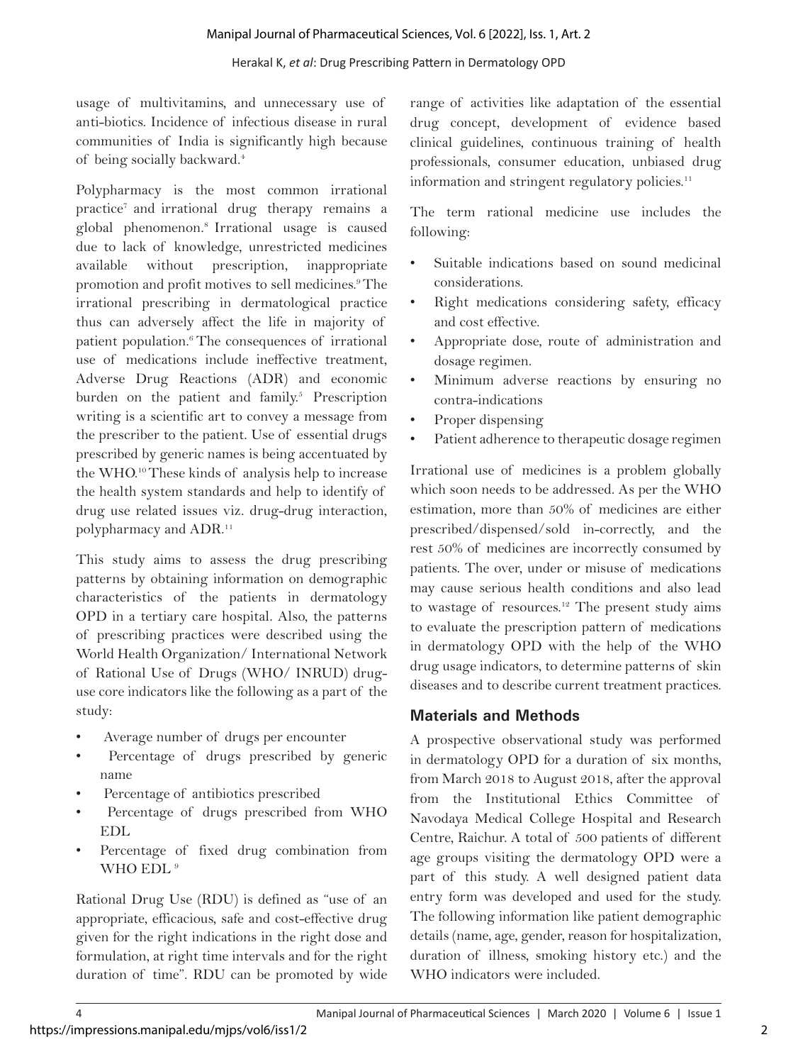usage of multivitamins, and unnecessary use of anti-biotics. Incidence of infectious disease in rural communities of India is significantly high because of being socially backward.[4]

Polypharmacy is the most common irrational practice[7] and irrational drug therapy remains a global phenomenon.[8] Irrational usage is caused due to lack of knowledge, unrestricted medicines available without prescription, inappropriate promotion and profit motives to sell medicines.[9] The irrational prescribing in dermatological practice thus can adversely affect the life in majority of patient population.[6] The consequences of irrational use of medications include ineffective treatment, Adverse Drug Reactions (ADR) and economic burden on the patient and family.[5] Prescription writing is a scientific art to convey a message from the prescriber to the patient. Use of essential drugs prescribed by generic names is being accentuated by the WHO.[10] These kinds of analysis help to increase the health system standards and help to identify of drug use related issues viz. drug-drug interaction, polypharmacy and ADR.[11]

This study aims to assess the drug prescribing patterns by obtaining information on demographic characteristics of the patients in dermatology OPD in a tertiary care hospital. Also, the patterns of prescribing practices were described using the World Health Organization/ International Network of Rational Use of Drugs (WHO/ INRUD) drug-use core indicators like the following as a part of the study:

- Average number of drugs per encounter
- Percentage of drugs prescribed by generic name
- Percentage of antibiotics prescribed
- Percentage of drugs prescribed from WHO EDL
- Percentage of fixed drug combination from WHO EDL [9]

Rational Drug Use (RDU) is defined as "use of an appropriate, efficacious, safe and cost-effective drug given for the right indications in the right dose and formulation, at right time intervals and for the right duration of time". RDU can be promoted by wide range of activities like adaptation of the essential drug concept, development of evidence based clinical guidelines, continuous training of health professionals, consumer education, unbiased drug information and stringent regulatory policies.[11]

The term rational medicine use includes the following:

- Suitable indications based on sound medicinal considerations.
- Right medications considering safety, efficacy and cost effective.
- Appropriate dose, route of administration and dosage regimen.
- Minimum adverse reactions by ensuring no contra-indications
- Proper dispensing
- Patient adherence to therapeutic dosage regimen

Irrational use of medicines is a problem globally which soon needs to be addressed. As per the WHO estimation, more than 50% of medicines are either prescribed/dispensed/sold in-correctly, and the rest 50% of medicines are incorrectly consumed by patients. The over, under or misuse of medications may cause serious health conditions and also lead to wastage of resources.[12] The present study aims to evaluate the prescription pattern of medications in dermatology OPD with the help of the WHO drug usage indicators, to determine patterns of skin diseases and to describe current treatment practices.

## Materials and Methods

A prospective observational study was performed in dermatology OPD for a duration of six months, from March 2018 to August 2018, after the approval from the Institutional Ethics Committee of Navodaya Medical College Hospital and Research Centre, Raichur. A total of 500 patients of different age groups visiting the dermatology OPD were a part of this study. A well designed patient data entry form was developed and used for the study. The following information like patient demographic details (name, age, gender, reason for hospitalization, duration of illness, smoking history etc.) and the WHO indicators were included.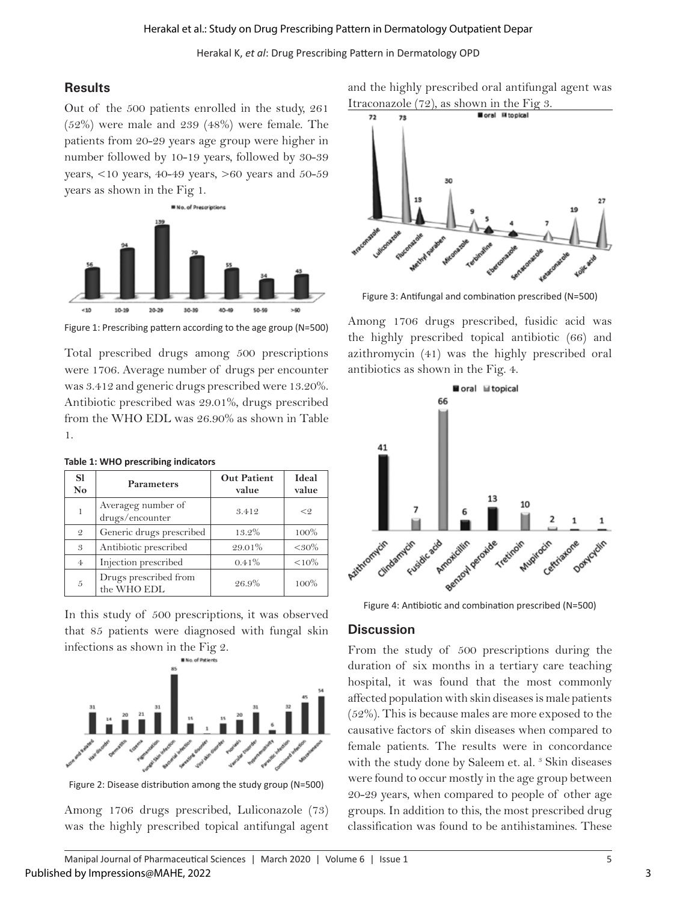## Results

Out of the 500 patients enrolled in the study, 261 (52%) were male and 239 (48%) were female. The patients from 20-29 years age group were higher in number followed by 10-19 years, followed by 30-39 years, <10 years, 40-49 years, >60 years and 50-59 years as shown in the Fig 1.

Figure 1: Prescribing pattern according to the age group (N=500)

Total prescribed drugs among 500 prescriptions were 1706. Average number of drugs per encounter was 3.412 and generic drugs prescribed were 13.20%. Antibiotic prescribed was 29.01%, drugs prescribed from the WHO EDL was 26.90% as shown in Table 1.

**Table 1: WHO prescribing indicators**

| Sl No | Parameters | Out Patient value | Ideal value |
|---|---|---|---|
| 1 | Averageg number of drugs/encounter | 3.412 | <2 |
| 2 | Generic drugs prescribed | 13.2% | 100% |
| 3 | Antibiotic prescribed | 29.01% | <30% |
| 4 | Injection prescribed | 0.41% | <10% |
| 5 | Drugs prescribed from the WHO EDL | 26.9% | 100% |

In this study of 500 prescriptions, it was observed that 85 patients were diagnosed with fungal skin infections as shown in the Fig 2.

Figure 2: Disease distribution among the study group (N=500)

Among 1706 drugs prescribed, Luliconazole (73) was the highly prescribed topical antifungal agent and the highly prescribed oral antifungal agent was Itraconazole (72), as shown in the Fig 3.

Figure 3: Antifungal and combination prescribed (N=500)

Among 1706 drugs prescribed, fusidic acid was the highly prescribed topical antibiotic (66) and azithromycin (41) was the highly prescribed oral antibiotics as shown in the Fig. 4.

Figure 4: Antibiotic and combination prescribed (N=500)

## Discussion

From the study of 500 prescriptions during the duration of six months in a tertiary care teaching hospital, it was found that the most commonly affected population with skin diseases is male patients (52%). This is because males are more exposed to the causative factors of skin diseases when compared to female patients. The results were in concordance with the study done by Saleem et. al. [3] Skin diseases were found to occur mostly in the age group between 20-29 years, when compared to people of other age groups. In addition to this, the most prescribed drug classification was found to be antihistamines. These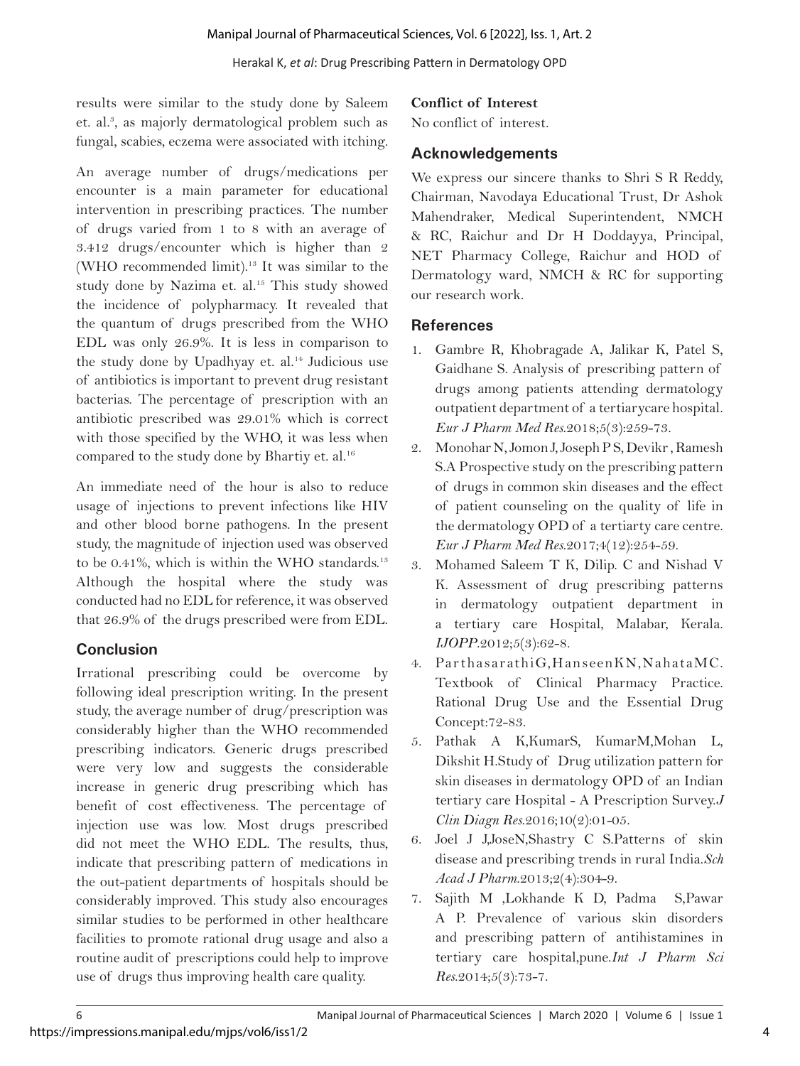results were similar to the study done by Saleem et. al.[3], as majorly dermatological problem such as fungal, scabies, eczema were associated with itching.

An average number of drugs/medications per encounter is a main parameter for educational intervention in prescribing practices. The number of drugs varied from 1 to 8 with an average of 3.412 drugs/encounter which is higher than 2 (WHO recommended limit).[13] It was similar to the study done by Nazima et. al.[15] This study showed the incidence of polypharmacy. It revealed that the quantum of drugs prescribed from the WHO EDL was only 26.9%. It is less in comparison to the study done by Upadhyay et. al.[14] Judicious use of antibiotics is important to prevent drug resistant bacterias. The percentage of prescription with an antibiotic prescribed was 29.01% which is correct with those specified by the WHO, it was less when compared to the study done by Bhartiy et. al.[16]

An immediate need of the hour is also to reduce usage of injections to prevent infections like HIV and other blood borne pathogens. In the present study, the magnitude of injection used was observed to be 0.41%, which is within the WHO standards.[13] Although the hospital where the study was conducted had no EDL for reference, it was observed that 26.9% of the drugs prescribed were from EDL.

## Conclusion

Irrational prescribing could be overcome by following ideal prescription writing. In the present study, the average number of drug/prescription was considerably higher than the WHO recommended prescribing indicators. Generic drugs prescribed were very low and suggests the considerable increase in generic drug prescribing which has benefit of cost effectiveness. The percentage of injection use was low. Most drugs prescribed did not meet the WHO EDL. The results, thus, indicate that prescribing pattern of medications in the out-patient departments of hospitals should be considerably improved. This study also encourages similar studies to be performed in other healthcare facilities to promote rational drug usage and also a routine audit of prescriptions could help to improve use of drugs thus improving health care quality.

**Conflict of Interest**

No conflict of interest.

## Acknowledgements

We express our sincere thanks to Shri S R Reddy, Chairman, Navodaya Educational Trust, Dr Ashok Mahendraker, Medical Superintendent, NMCH & RC, Raichur and Dr H Doddayya, Principal, NET Pharmacy College, Raichur and HOD of Dermatology ward, NMCH & RC for supporting our research work.

## References

1. Gambre R, Khobragade A, Jalikar K, Patel S, Gaidhane S. Analysis of prescribing pattern of drugs among patients attending dermatology outpatient department of a tertiarycare hospital. *Eur J Pharm Med Res*.2018;5(3):259-73.
2. Monohar N, Jomon J, Joseph P S, Devikr , Ramesh S.A Prospective study on the prescribing pattern of drugs in common skin diseases and the effect of patient counseling on the quality of life in the dermatology OPD of a tertiarty care centre. *Eur J Pharm Med Res*.2017;4(12):254-59.
3. Mohamed Saleem T K, Dilip. C and Nishad V K. Assessment of drug prescribing patterns in dermatology outpatient department in a tertiary care Hospital, Malabar, Kerala. *IJOPP*.2012;5(3):62-8.
4. ParthasarathiG,HanseenKN,NahataMC. Textbook of Clinical Pharmacy Practice. Rational Drug Use and the Essential Drug Concept:72-83.
5. Pathak A K,KumarS, KumarM,Mohan L, Dikshit H.Study of Drug utilization pattern for skin diseases in dermatology OPD of an Indian tertiary care Hospital - A Prescription Survey.*J Clin Diagn Res*.2016;10(2):01-05.
6. Joel J J,JoseN,Shastry C S.Patterns of skin disease and prescribing trends in rural India.*Sch Acad J Pharm*.2013;2(4):304-9.
7. Sajith M ,Lokhande K D, Padma S,Pawar A P. Prevalence of various skin disorders and prescribing pattern of antihistamines in tertiary care hospital,pune.*Int J Pharm Sci Res*.2014;5(3):73-7.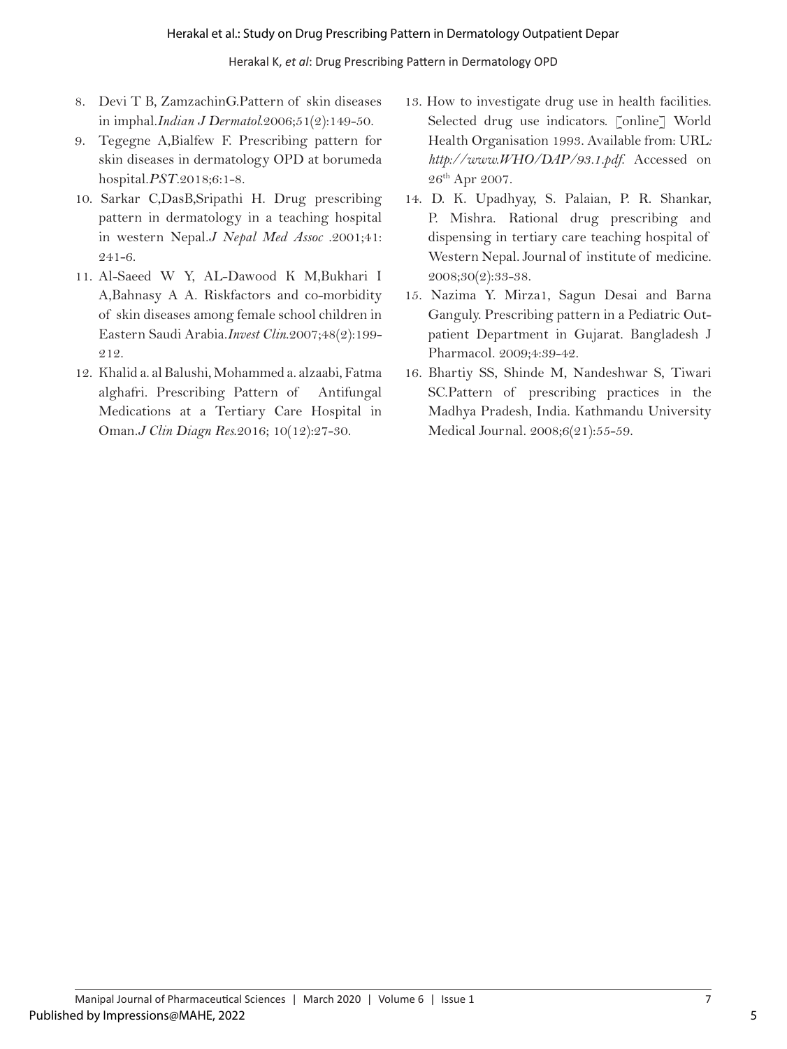8. Devi T B, ZamzachinG.Pattern of skin diseases in imphal.*Indian J Dermatol.*2006;51(2):149-50.
9. Tegegne A,Bialfew F. Prescribing pattern for skin diseases in dermatology OPD at borumeda hospital.*PST*.2018;6:1-8.
10. Sarkar C,DasB,Sripathi H. Drug prescribing pattern in dermatology in a teaching hospital in western Nepal.*J Nepal Med Assoc* .2001;41: 241-6.
11. Al-Saeed W Y, AL-Dawood K M,Bukhari I A,Bahnasy A A. Riskfactors and co-morbidity of skin diseases among female school children in Eastern Saudi Arabia.*Invest Clin.*2007;48(2):199-212.
12. Khalid a. al Balushi, Mohammed a. alzaabi, Fatma alghafri. Prescribing Pattern of Antifungal Medications at a Tertiary Care Hospital in Oman.*J Clin Diagn Res.*2016; 10(12):27-30.
13. How to investigate drug use in health facilities. Selected drug use indicators. [online] World Health Organisation 1993. Available from: URL: *http://www.WHO/DAP/93.1.pdf.* Accessed on 26th Apr 2007.
14. D. K. Upadhyay, S. Palaian, P. R. Shankar, P. Mishra. Rational drug prescribing and dispensing in tertiary care teaching hospital of Western Nepal. Journal of institute of medicine. 2008;30(2):33-38.
15. Nazima Y. Mirza1, Sagun Desai and Barna Ganguly. Prescribing pattern in a Pediatric Out-patient Department in Gujarat. Bangladesh J Pharmacol. 2009;4:39-42.
16. Bhartiy SS, Shinde M, Nandeshwar S, Tiwari SC.Pattern of prescribing practices in the Madhya Pradesh, India. Kathmandu University Medical Journal. 2008;6(21):55-59.